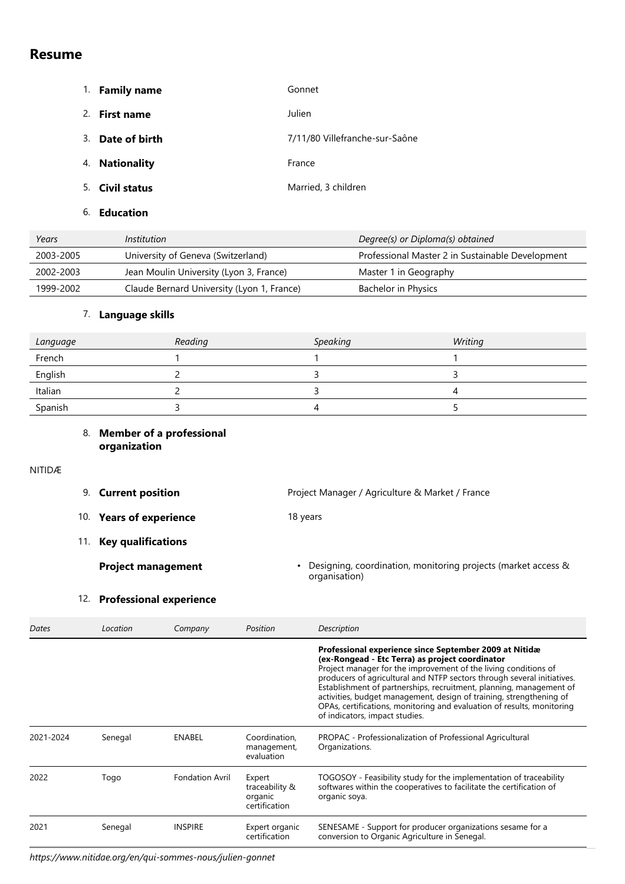# Resume

1. **Family name** Gonnet
2. **First name** Julien
3. **Date of birth** 7/11/80 Villefranche-sur-Saône
4. **Nationality** France
5. **Civil status** Married, 3 children
6. **Education**

| *Years* | *Institution* | *Degree(s) or Diploma(s) obtained* |
|---|---|---|
| 2003-2005 | University of Geneva (Switzerland) | Professional Master 2 in Sustainable Development |
| 2002-2003 | Jean Moulin University (Lyon 3, France) | Master 1 in Geography |
| 1999-2002 | Claude Bernard University (Lyon 1, France) | Bachelor in Physics |

7. **Language skills**

| *Language* | *Reading* | *Speaking* | *Writing* |
|---|---|---|---|
| French | 1 | 1 | 1 |
| English | 2 | 3 | 3 |
| Italian | 2 | 3 | 4 |
| Spanish | 3 | 4 | 5 |

8. **Member of a professional organization**

NITIDÆ

9. **Current position** Project Manager / Agriculture & Market / France
10. **Years of experience** 18 years
11. **Key qualifications**

**Project management**

- Designing, coordination, monitoring projects (market access & organisation)

12. **Professional experience**

| *Dates* | *Location* | *Company* | *Position* | *Description* |
|---|---|---|---|---|
| | | | | **Professional experience since September 2009 at Nitidæ (ex-Rongead - Etc Terra) as project coordinator** Project manager for the improvement of the living conditions of producers of agricultural and NTFP sectors through several initiatives. Establishment of partnerships, recruitment, planning, management of activities, budget management, design of training, strengthening of OPAs, certifications, monitoring and evaluation of results, monitoring of indicators, impact studies. |
| 2021-2024 | Senegal | ENABEL | Coordination, management, evaluation | PROPAC - Professionalization of Professional Agricultural Organizations. |
| 2022 | Togo | Fondation Avril | Expert traceability & organic certification | TOGOSOY - Feasibility study for the implementation of traceability softwares within the cooperatives to facilitate the certification of organic soya. |
| 2021 | Senegal | INSPIRE | Expert organic certification | SENESAME - Support for producer organizations sesame for a conversion to Organic Agriculture in Senegal. |

*https://www.nitidae.org/en/qui-sommes-nous/julien-gonnet*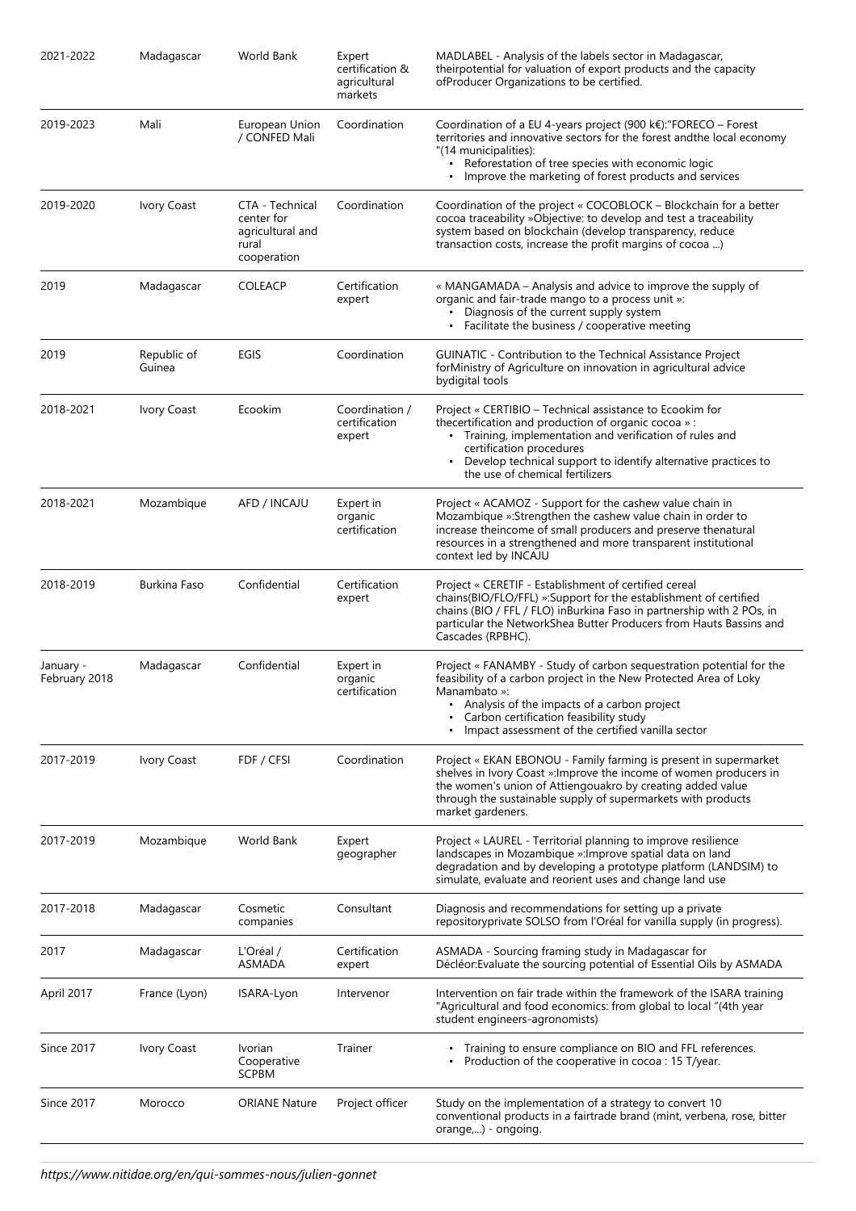| | | | | |
|---|---|---|---|---|
| 2021-2022 | Madagascar | World Bank | Expert certification & agricultural markets | MADLABEL - Analysis of the labels sector in Madagascar, theirpotential for valuation of export products and the capacity ofProducer Organizations to be certified. |
| 2019-2023 | Mali | European Union / CONFED Mali | Coordination | Coordination of a EU 4-years project (900 k€):"FORECO – Forest territories and innovative sectors for the forest andthe local economy "(14 municipalities):<br>• Reforestation of tree species with economic logic<br>• Improve the marketing of forest products and services |
| 2019-2020 | Ivory Coast | CTA - Technical center for agricultural and rural cooperation | Coordination | Coordination of the project « COCOBLOCK – Blockchain for a better cocoa traceability »Objective: to develop and test a traceability system based on blockchain (develop transparency, reduce transaction costs, increase the profit margins of cocoa ...) |
| 2019 | Madagascar | COLEACP | Certification expert | « MANGAMADA – Analysis and advice to improve the supply of organic and fair-trade mango to a process unit »:<br>• Diagnosis of the current supply system<br>• Facilitate the business / cooperative meeting |
| 2019 | Republic of Guinea | EGIS | Coordination | GUINATIC - Contribution to the Technical Assistance Project forMinistry of Agriculture on innovation in agricultural advice bydigital tools |
| 2018-2021 | Ivory Coast | Ecookim | Coordination / certification expert | Project « CERTIBIO – Technical assistance to Ecookim for thecertification and production of organic cocoa » :<br>• Training, implementation and verification of rules and certification procedures<br>• Develop technical support to identify alternative practices to the use of chemical fertilizers |
| 2018-2021 | Mozambique | AFD / INCAJU | Expert in organic certification | Project « ACAMOZ - Support for the cashew value chain in Mozambique »:Strengthen the cashew value chain in order to increase theincome of small producers and preserve thenatural resources in a strengthened and more transparent institutional context led by INCAJU |
| 2018-2019 | Burkina Faso | Confidential | Certification expert | Project « CERETIF - Establishment of certified cereal chains(BIO/FLO/FFL) »:Support for the establishment of certified chains (BIO / FFL / FLO) inBurkina Faso in partnership with 2 POs, in particular the NetworkShea Butter Producers from Hauts Bassins and Cascades (RPBHC). |
| January - February 2018 | Madagascar | Confidential | Expert in organic certification | Project « FANAMBY - Study of carbon sequestration potential for the feasibility of a carbon project in the New Protected Area of Loky Manambato »:<br>• Analysis of the impacts of a carbon project<br>• Carbon certification feasibility study<br>• Impact assessment of the certified vanilla sector |
| 2017-2019 | Ivory Coast | FDF / CFSI | Coordination | Project « EKAN EBONOU - Family farming is present in supermarket shelves in Ivory Coast »:Improve the income of women producers in the women's union of Attiengouakro by creating added value through the sustainable supply of supermarkets with products market gardeners. |
| 2017-2019 | Mozambique | World Bank | Expert geographer | Project « LAUREL - Territorial planning to improve resilience landscapes in Mozambique »:Improve spatial data on land degradation and by developing a prototype platform (LANDSIM) to simulate, evaluate and reorient uses and change land use |
| 2017-2018 | Madagascar | Cosmetic companies | Consultant | Diagnosis and recommendations for setting up a private repositoryprivate SOLSO from l'Oréal for vanilla supply (in progress). |
| 2017 | Madagascar | L'Oréal / ASMADA | Certification expert | ASMADA - Sourcing framing study in Madagascar for Décléor:Evaluate the sourcing potential of Essential Oils by ASMADA |
| April 2017 | France (Lyon) | ISARA-Lyon | Intervenor | Intervention on fair trade within the framework of the ISARA training "Agricultural and food economics: from global to local "(4th year student engineers-agronomists) |
| Since 2017 | Ivory Coast | Ivorian Cooperative SCPBM | Trainer | • Training to ensure compliance on BIO and FFL references.<br>• Production of the cooperative in cocoa : 15 T/year. |
| Since 2017 | Morocco | ORIANE Nature | Project officer | Study on the implementation of a strategy to convert 10 conventional products in a fairtrade brand (mint, verbena, rose, bitter orange,...) - ongoing. |

*https://www.nitidae.org/en/qui-sommes-nous/julien-gonnet*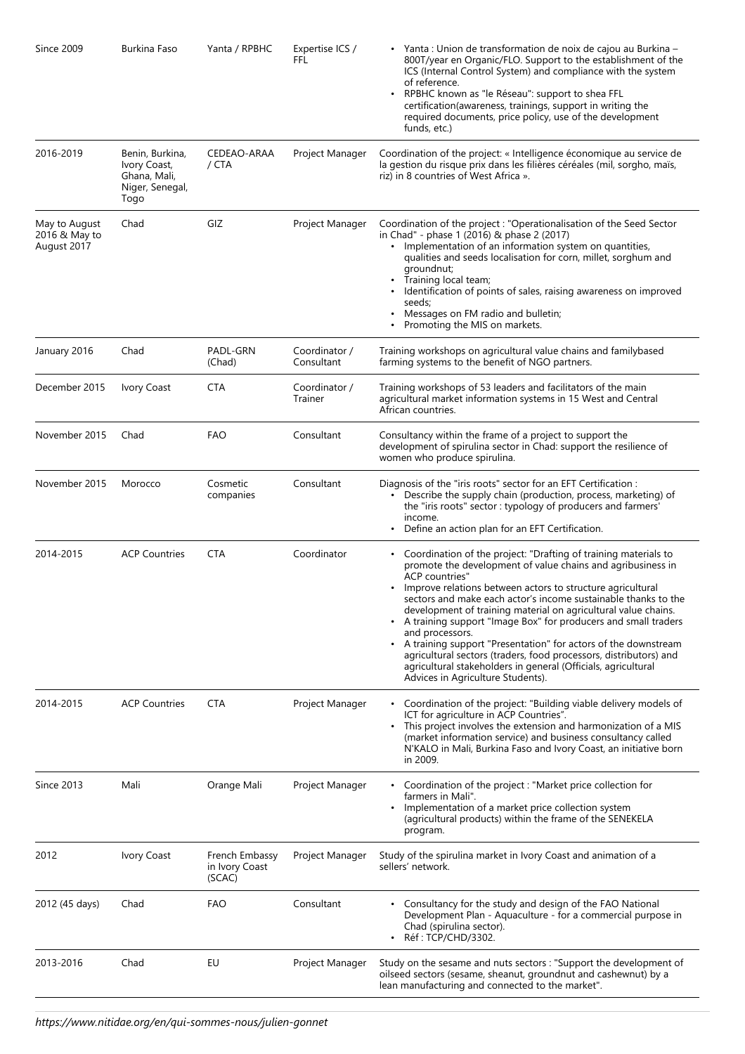| | | | | |
|---|---|---|---|---|
| Since 2009 | Burkina Faso | Yanta / RPBHC | Expertise ICS / FFL | • Yanta : Union de transformation de noix de cajou au Burkina – 800T/year en Organic/FLO. Support to the establishment of the ICS (Internal Control System) and compliance with the system of reference.<br>• RPBHC known as "le Réseau": support to shea FFL certification(awareness, trainings, support in writing the required documents, price policy, use of the development funds, etc.) |
| 2016-2019 | Benin, Burkina, Ivory Coast, Ghana, Mali, Niger, Senegal, Togo | CEDEAO-ARAA / CTA | Project Manager | Coordination of the project: « Intelligence économique au service de la gestion du risque prix dans les filières céréales (mil, sorgho, maïs, riz) in 8 countries of West Africa ». |
| May to August 2016 & May to August 2017 | Chad | GIZ | Project Manager | Coordination of the project : "Operationalisation of the Seed Sector in Chad" - phase 1 (2016) & phase 2 (2017)<br>• Implementation of an information system on quantities, qualities and seeds localisation for corn, millet, sorghum and groundnut;<br>• Training local team;<br>• Identification of points of sales, raising awareness on improved seeds;<br>• Messages on FM radio and bulletin;<br>• Promoting the MIS on markets. |
| January 2016 | Chad | PADL-GRN (Chad) | Coordinator / Consultant | Training workshops on agricultural value chains and familybased farming systems to the benefit of NGO partners. |
| December 2015 | Ivory Coast | CTA | Coordinator / Trainer | Training workshops of 53 leaders and facilitators of the main agricultural market information systems in 15 West and Central African countries. |
| November 2015 | Chad | FAO | Consultant | Consultancy within the frame of a project to support the development of spirulina sector in Chad: support the resilience of women who produce spirulina. |
| November 2015 | Morocco | Cosmetic companies | Consultant | Diagnosis of the "iris roots" sector for an EFT Certification :<br>• Describe the supply chain (production, process, marketing) of the "iris roots" sector : typology of producers and farmers' income.<br>• Define an action plan for an EFT Certification. |
| 2014-2015 | ACP Countries | CTA | Coordinator | • Coordination of the project: "Drafting of training materials to promote the development of value chains and agribusiness in ACP countries"<br>• Improve relations between actors to structure agricultural sectors and make each actor's income sustainable thanks to the development of training material on agricultural value chains.<br>• A training support "Image Box" for producers and small traders and processors.<br>• A training support "Presentation" for actors of the downstream agricultural sectors (traders, food processors, distributors) and agricultural stakeholders in general (Officials, agricultural Advices in Agriculture Students). |
| 2014-2015 | ACP Countries | CTA | Project Manager | • Coordination of the project: "Building viable delivery models of ICT for agriculture in ACP Countries".<br>• This project involves the extension and harmonization of a MIS (market information service) and business consultancy called N'KALO in Mali, Burkina Faso and Ivory Coast, an initiative born in 2009. |
| Since 2013 | Mali | Orange Mali | Project Manager | • Coordination of the project : "Market price collection for farmers in Mali".<br>• Implementation of a market price collection system (agricultural products) within the frame of the SENEKELA program. |
| 2012 | Ivory Coast | French Embassy in Ivory Coast (SCAC) | Project Manager | Study of the spirulina market in Ivory Coast and animation of a sellers' network. |
| 2012 (45 days) | Chad | FAO | Consultant | • Consultancy for the study and design of the FAO National Development Plan - Aquaculture - for a commercial purpose in Chad (spirulina sector).<br>• Réf : TCP/CHD/3302. |
| 2013-2016 | Chad | EU | Project Manager | Study on the sesame and nuts sectors : "Support the development of oilseed sectors (sesame, sheanut, groundnut and cashewnut) by a lean manufacturing and connected to the market". |

*https://www.nitidae.org/en/qui-sommes-nous/julien-gonnet*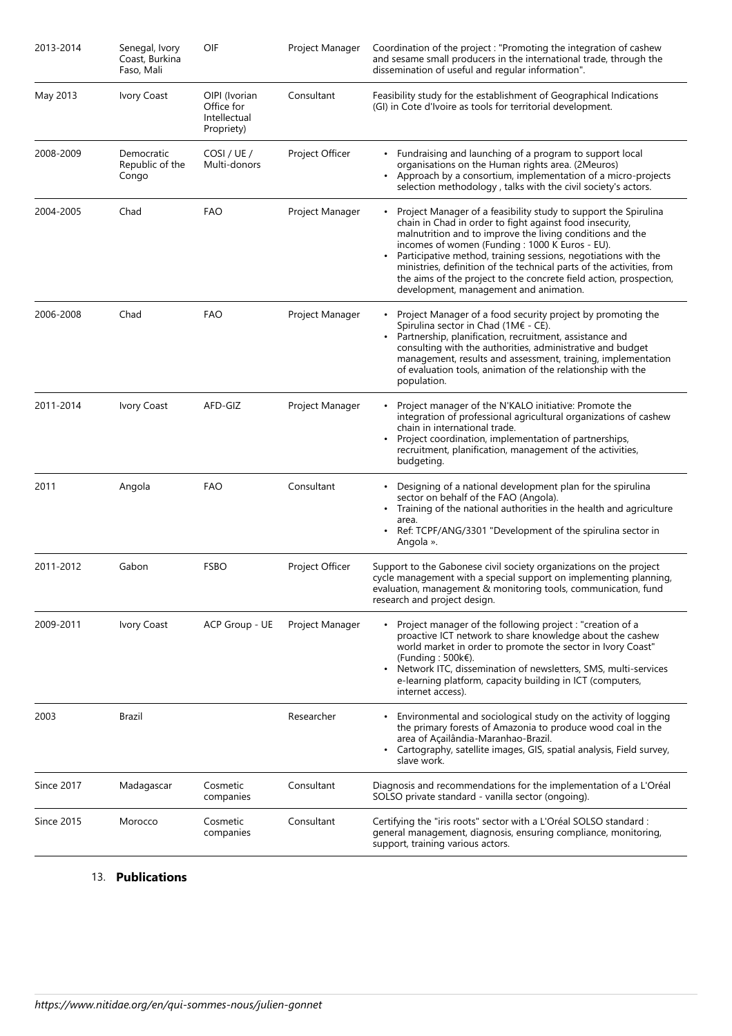| | | | | |
|---|---|---|---|---|
| 2013-2014 | Senegal, Ivory Coast, Burkina Faso, Mali | OIF | Project Manager | Coordination of the project : "Promoting the integration of cashew and sesame small producers in the international trade, through the dissemination of useful and regular information". |
| May 2013 | Ivory Coast | OIPI (Ivorian Office for Intellectual Propriety) | Consultant | Feasibility study for the establishment of Geographical Indications (GI) in Cote d'Ivoire as tools for territorial development. |
| 2008-2009 | Democratic Republic of the Congo | COSI / UE / Multi-donors | Project Officer | • Fundraising and launching of a program to support local organisations on the Human rights area. (2Meuros)<br>• Approach by a consortium, implementation of a micro-projects selection methodology , talks with the civil society's actors. |
| 2004-2005 | Chad | FAO | Project Manager | • Project Manager of a feasibility study to support the Spirulina chain in Chad in order to fight against food insecurity, malnutrition and to improve the living conditions and the incomes of women (Funding : 1000 K Euros - EU).<br>• Participative method, training sessions, negotiations with the ministries, definition of the technical parts of the activities, from the aims of the project to the concrete field action, prospection, development, management and animation. |
| 2006-2008 | Chad | FAO | Project Manager | • Project Manager of a food security project by promoting the Spirulina sector in Chad (1M€ - CE).<br>• Partnership, planification, recruitment, assistance and consulting with the authorities, administrative and budget management, results and assessment, training, implementation of evaluation tools, animation of the relationship with the population. |
| 2011-2014 | Ivory Coast | AFD-GIZ | Project Manager | • Project manager of the N'KALO initiative: Promote the integration of professional agricultural organizations of cashew chain in international trade.<br>• Project coordination, implementation of partnerships, recruitment, planification, management of the activities, budgeting. |
| 2011 | Angola | FAO | Consultant | • Designing of a national development plan for the spirulina sector on behalf of the FAO (Angola).<br>• Training of the national authorities in the health and agriculture area.<br>• Ref: TCPF/ANG/3301 "Development of the spirulina sector in Angola ». |
| 2011-2012 | Gabon | FSBO | Project Officer | Support to the Gabonese civil society organizations on the project cycle management with a special support on implementing planning, evaluation, management & monitoring tools, communication, fund research and project design. |
| 2009-2011 | Ivory Coast | ACP Group - UE | Project Manager | • Project manager of the following project : "creation of a proactive ICT network to share knowledge about the cashew world market in order to promote the sector in Ivory Coast" (Funding : 500k€).<br>• Network ITC, dissemination of newsletters, SMS, multi-services e-learning platform, capacity building in ICT (computers, internet access). |
| 2003 | Brazil | | Researcher | • Environmental and sociological study on the activity of logging the primary forests of Amazonia to produce wood coal in the area of Açailândia-Maranhao-Brazil.<br>• Cartography, satellite images, GIS, spatial analysis, Field survey, slave work. |
| Since 2017 | Madagascar | Cosmetic companies | Consultant | Diagnosis and recommendations for the implementation of a L'Oréal SOLSO private standard - vanilla sector (ongoing). |
| Since 2015 | Morocco | Cosmetic companies | Consultant | Certifying the "iris roots" sector with a L'Oréal SOLSO standard : general management, diagnosis, ensuring compliance, monitoring, support, training various actors. |

13. **Publications**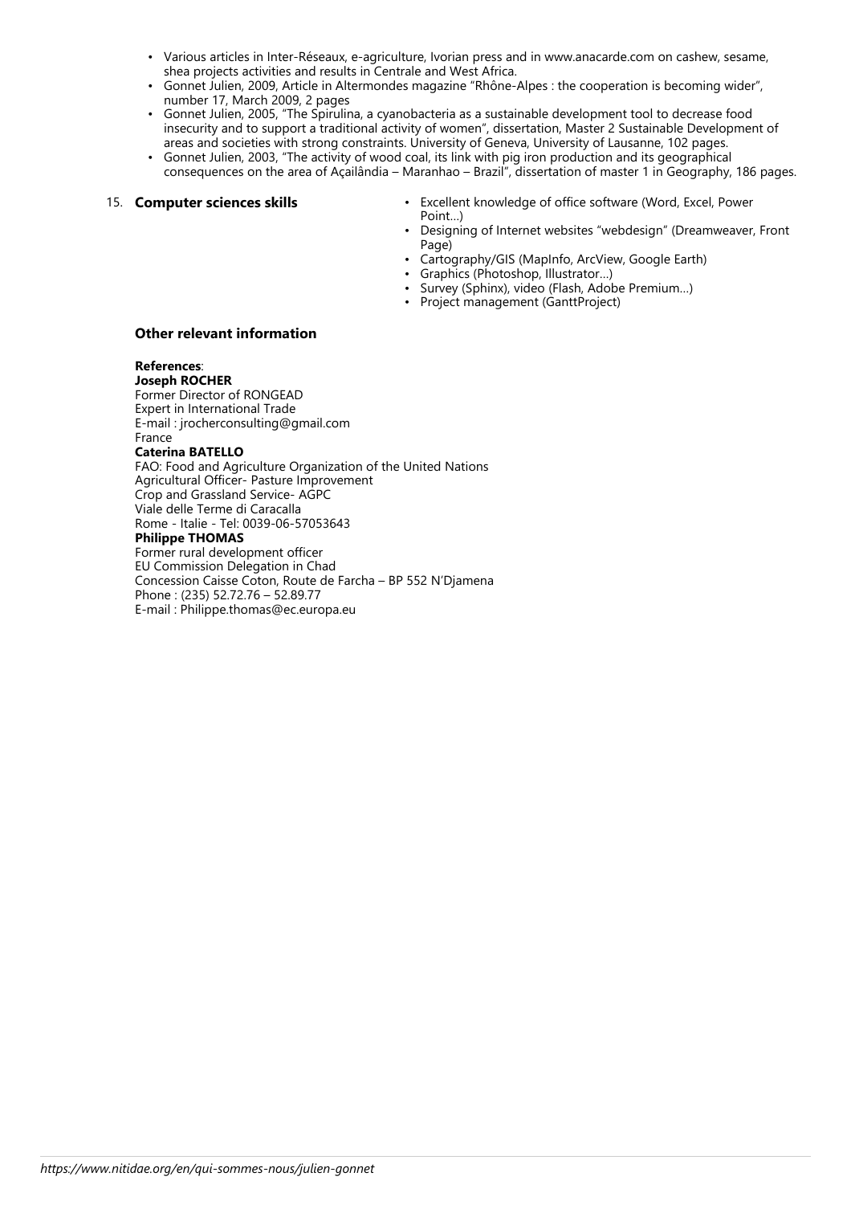- Various articles in Inter-Réseaux, e-agriculture, Ivorian press and in www.anacarde.com on cashew, sesame, shea projects activities and results in Centrale and West Africa.
- Gonnet Julien, 2009, Article in Altermondes magazine "Rhône-Alpes : the cooperation is becoming wider", number 17, March 2009, 2 pages
- Gonnet Julien, 2005, "The Spirulina, a cyanobacteria as a sustainable development tool to decrease food insecurity and to support a traditional activity of women", dissertation, Master 2 Sustainable Development of areas and societies with strong constraints. University of Geneva, University of Lausanne, 102 pages.
- Gonnet Julien, 2003, "The activity of wood coal, its link with pig iron production and its geographical consequences on the area of Açailândia – Maranhao – Brazil", dissertation of master 1 in Geography, 186 pages.

15. **Computer sciences skills**

- Excellent knowledge of office software (Word, Excel, Power Point…)
- Designing of Internet websites "webdesign" (Dreamweaver, Front Page)
- Cartography/GIS (MapInfo, ArcView, Google Earth)
- Graphics (Photoshop, Illustrator…)
- Survey (Sphinx), video (Flash, Adobe Premium…)
- Project management (GanttProject)

### Other relevant information

**References**:

**Joseph ROCHER**
Former Director of RONGEAD
Expert in International Trade
E-mail : jrocherconsulting@gmail.com
France

**Caterina BATELLO**
FAO: Food and Agriculture Organization of the United Nations
Agricultural Officer- Pasture Improvement
Crop and Grassland Service- AGPC
Viale delle Terme di Caracalla
Rome - Italie - Tel: 0039-06-57053643

**Philippe THOMAS**
Former rural development officer
EU Commission Delegation in Chad
Concession Caisse Coton, Route de Farcha – BP 552 N'Djamena
Phone : (235) 52.72.76 – 52.89.77
E-mail : Philippe.thomas@ec.europa.eu